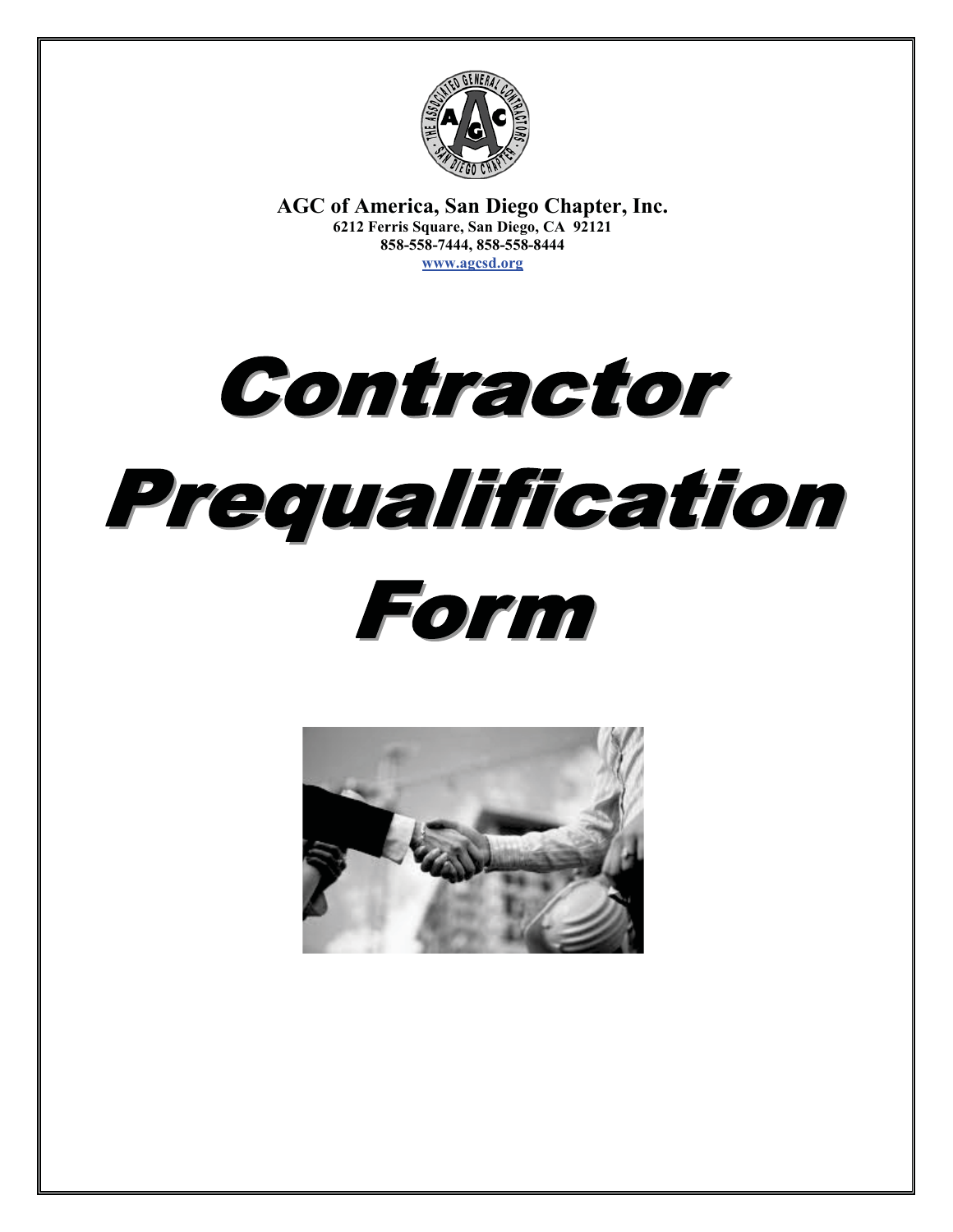**AGC of America, San Diego Chapter, Inc.**

**6212 Ferris Square, San Diego, CA 92121**

**858-558-7444, 858-558-8444**

**www.agcsd.org**

# Contractor Prequalification Form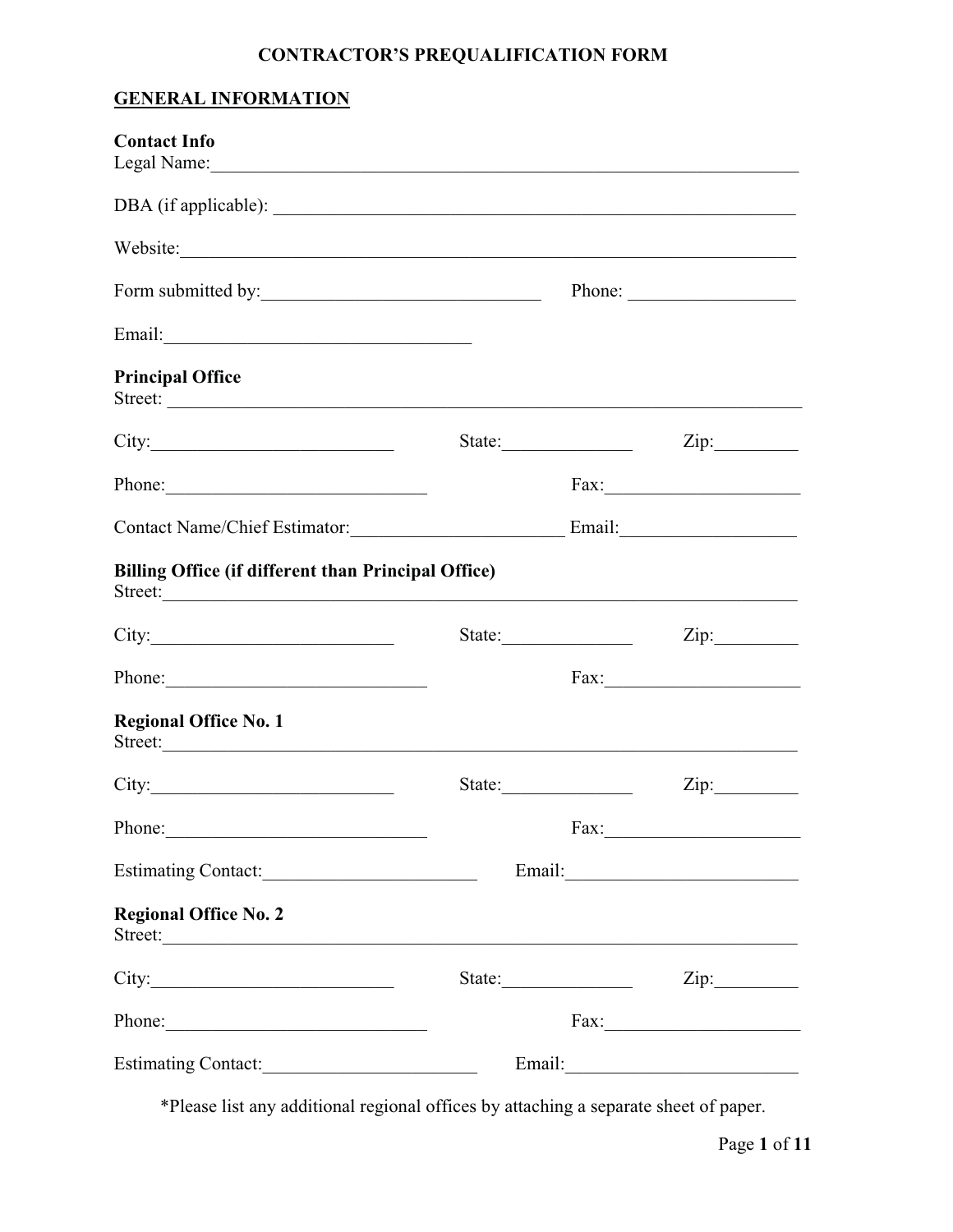# CONTRACTOR'S PREQUALIFICATION FORM

## GENERAL INFORMATION

**Contact Info**

Legal Name:\_\_\_\_\_\_\_\_\_\_\_\_\_\_\_\_\_\_\_\_\_\_\_\_\_\_\_\_\_\_\_\_\_\_\_\_\_\_\_\_

DBA (if applicable): \_\_\_\_\_\_\_\_\_\_\_\_\_\_\_\_\_\_\_\_\_\_\_\_\_\_\_\_\_\_\_\_\_\_\_\_

Website:\_\_\_\_\_\_\_\_\_\_\_\_\_\_\_\_\_\_\_\_\_\_\_\_\_\_\_\_\_\_\_\_\_\_\_\_\_\_\_\_

Form submitted by:\_\_\_\_\_\_\_\_\_\_\_\_\_\_\_\_\_\_\_\_ Phone: \_\_\_\_\_\_\_\_\_\_\_\_

Email:\_\_\_\_\_\_\_\_\_\_\_\_\_\_\_\_\_\_\_\_\_\_

**Principal Office**

Street: \_\_\_\_\_\_\_\_\_\_\_\_\_\_\_\_\_\_\_\_\_\_\_\_\_\_\_\_\_\_\_\_\_\_\_\_\_\_\_\_

City:\_\_\_\_\_\_\_\_\_\_\_\_\_\_\_\_ State:\_\_\_\_\_\_\_\_ Zip:\_\_\_\_\_\_

Phone:\_\_\_\_\_\_\_\_\_\_\_\_\_\_\_\_\_\_ Fax:\_\_\_\_\_\_\_\_\_\_\_\_\_\_

Contact Name/Chief Estimator:\_\_\_\_\_\_\_\_\_\_\_\_\_\_ Email:\_\_\_\_\_\_\_\_\_\_\_\_

**Billing Office (if different than Principal Office)**

Street:\_\_\_\_\_\_\_\_\_\_\_\_\_\_\_\_\_\_\_\_\_\_\_\_\_\_\_\_\_\_\_\_\_\_\_\_\_\_\_\_

City:\_\_\_\_\_\_\_\_\_\_\_\_\_\_\_\_ State:\_\_\_\_\_\_\_\_ Zip:\_\_\_\_\_\_

Phone:\_\_\_\_\_\_\_\_\_\_\_\_\_\_\_\_\_\_ Fax:\_\_\_\_\_\_\_\_\_\_\_\_\_\_

**Regional Office No. 1**

Street:\_\_\_\_\_\_\_\_\_\_\_\_\_\_\_\_\_\_\_\_\_\_\_\_\_\_\_\_\_\_\_\_\_\_\_\_\_\_\_\_

City:\_\_\_\_\_\_\_\_\_\_\_\_\_\_\_\_ State:\_\_\_\_\_\_\_\_ Zip:\_\_\_\_\_\_

Phone:\_\_\_\_\_\_\_\_\_\_\_\_\_\_\_\_\_\_ Fax:\_\_\_\_\_\_\_\_\_\_\_\_\_\_

Estimating Contact:\_\_\_\_\_\_\_\_\_\_\_\_\_\_ Email:\_\_\_\_\_\_\_\_\_\_\_\_\_\_\_\_

**Regional Office No. 2**

Street:\_\_\_\_\_\_\_\_\_\_\_\_\_\_\_\_\_\_\_\_\_\_\_\_\_\_\_\_\_\_\_\_\_\_\_\_\_\_\_\_

City:\_\_\_\_\_\_\_\_\_\_\_\_\_\_\_\_ State:\_\_\_\_\_\_\_\_ Zip:\_\_\_\_\_\_

Phone:\_\_\_\_\_\_\_\_\_\_\_\_\_\_\_\_\_\_ Fax:\_\_\_\_\_\_\_\_\_\_\_\_\_\_

Estimating Contact:\_\_\_\_\_\_\_\_\_\_\_\_\_\_ Email:\_\_\_\_\_\_\_\_\_\_\_\_\_\_\_\_

*Please list any additional regional offices by attaching a separate sheet of paper.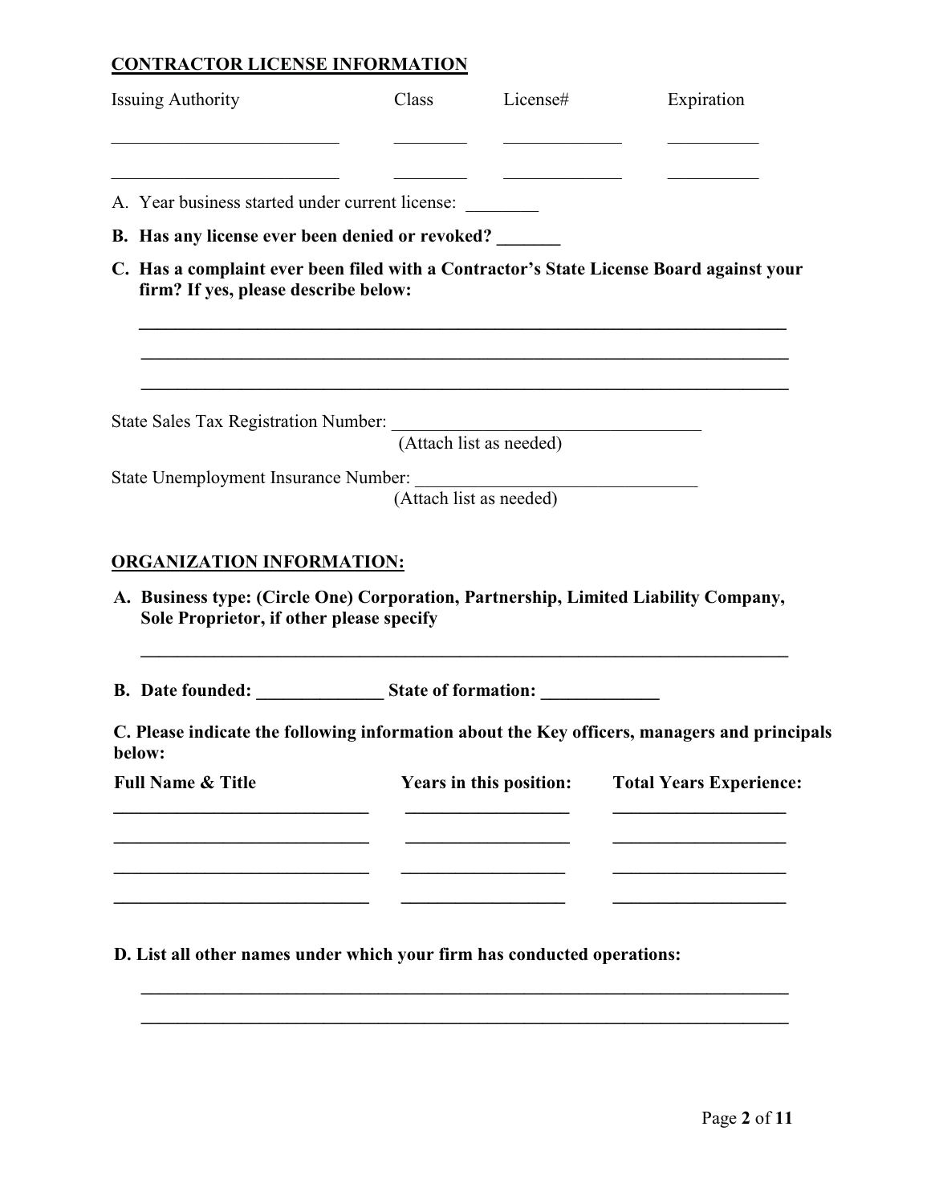**CONTRACTOR LICENSE INFORMATION**

| Issuing Authority | Class | License# | Expiration |
| --- | --- | --- | --- |
| \_\_\_\_\_\_\_\_\_\_\_\_\_\_\_\_\_\_\_\_\_\_\_\_\_ | \_\_\_\_\_\_\_\_ | \_\_\_\_\_\_\_\_\_\_\_\_\_ | \_\_\_\_\_\_\_\_\_\_ |
| \_\_\_\_\_\_\_\_\_\_\_\_\_\_\_\_\_\_\_\_\_\_\_\_\_ | \_\_\_\_\_\_\_\_ | \_\_\_\_\_\_\_\_\_\_\_\_\_ | \_\_\_\_\_\_\_\_\_\_ |

A. Year business started under current license: \_\_\_\_\_\_\_\_

**B. Has any license ever been denied or revoked? \_\_\_\_\_\_\_**

**C. Has a complaint ever been filed with a Contractor's State License Board against your firm? If yes, please describe below:**

\_\_\_\_\_\_\_\_\_\_\_\_\_\_\_\_\_\_\_\_\_\_\_\_\_\_\_\_\_\_\_\_\_\_\_\_\_\_\_\_\_\_\_\_\_\_\_\_\_\_\_\_\_\_\_\_\_\_\_\_\_\_\_\_\_\_\_\_\_\_\_\_

\_\_\_\_\_\_\_\_\_\_\_\_\_\_\_\_\_\_\_\_\_\_\_\_\_\_\_\_\_\_\_\_\_\_\_\_\_\_\_\_\_\_\_\_\_\_\_\_\_\_\_\_\_\_\_\_\_\_\_\_\_\_\_\_\_\_\_\_\_\_\_\_

\_\_\_\_\_\_\_\_\_\_\_\_\_\_\_\_\_\_\_\_\_\_\_\_\_\_\_\_\_\_\_\_\_\_\_\_\_\_\_\_\_\_\_\_\_\_\_\_\_\_\_\_\_\_\_\_\_\_\_\_\_\_\_\_\_\_\_\_\_\_\_\_

State Sales Tax Registration Number: \_\_\_\_\_\_\_\_\_\_\_\_\_\_\_\_\_\_\_\_\_\_\_\_\_\_\_\_\_\_\_\_\_\_\_
(Attach list as needed)

State Unemployment Insurance Number: \_\_\_\_\_\_\_\_\_\_\_\_\_\_\_\_\_\_\_\_\_\_\_\_\_\_\_\_\_\_\_\_
(Attach list as needed)

**ORGANIZATION INFORMATION:**

**A. Business type: (Circle One) Corporation, Partnership, Limited Liability Company, Sole Proprietor, if other please specify**

\_\_\_\_\_\_\_\_\_\_\_\_\_\_\_\_\_\_\_\_\_\_\_\_\_\_\_\_\_\_\_\_\_\_\_\_\_\_\_\_\_\_\_\_\_\_\_\_\_\_\_\_\_\_\_\_\_\_\_\_\_\_\_\_\_\_\_\_\_\_\_\_

**B. Date founded: \_\_\_\_\_\_\_\_\_\_\_\_\_\_ State of formation: \_\_\_\_\_\_\_\_\_\_\_\_\_**

**C. Please indicate the following information about the Key officers, managers and principals below:**

| Full Name & Title | Years in this position: | Total Years Experience: |
| --- | --- | --- |
| \_\_\_\_\_\_\_\_\_\_\_\_\_\_\_\_\_\_\_\_\_\_\_\_\_\_\_\_\_ | \_\_\_\_\_\_\_\_\_\_\_\_\_\_\_\_\_\_\_ | \_\_\_\_\_\_\_\_\_\_\_\_\_\_\_\_\_\_\_\_ |
| \_\_\_\_\_\_\_\_\_\_\_\_\_\_\_\_\_\_\_\_\_\_\_\_\_\_\_\_\_ | \_\_\_\_\_\_\_\_\_\_\_\_\_\_\_\_\_\_\_ | \_\_\_\_\_\_\_\_\_\_\_\_\_\_\_\_\_\_\_\_ |
| \_\_\_\_\_\_\_\_\_\_\_\_\_\_\_\_\_\_\_\_\_\_\_\_\_\_\_\_\_ | \_\_\_\_\_\_\_\_\_\_\_\_\_\_\_\_\_\_\_ | \_\_\_\_\_\_\_\_\_\_\_\_\_\_\_\_\_\_\_\_ |
| \_\_\_\_\_\_\_\_\_\_\_\_\_\_\_\_\_\_\_\_\_\_\_\_\_\_\_\_\_ | \_\_\_\_\_\_\_\_\_\_\_\_\_\_\_\_\_\_\_ | \_\_\_\_\_\_\_\_\_\_\_\_\_\_\_\_\_\_\_\_ |

**D. List all other names under which your firm has conducted operations:**

\_\_\_\_\_\_\_\_\_\_\_\_\_\_\_\_\_\_\_\_\_\_\_\_\_\_\_\_\_\_\_\_\_\_\_\_\_\_\_\_\_\_\_\_\_\_\_\_\_\_\_\_\_\_\_\_\_\_\_\_\_\_\_\_\_\_\_\_\_\_\_\_

\_\_\_\_\_\_\_\_\_\_\_\_\_\_\_\_\_\_\_\_\_\_\_\_\_\_\_\_\_\_\_\_\_\_\_\_\_\_\_\_\_\_\_\_\_\_\_\_\_\_\_\_\_\_\_\_\_\_\_\_\_\_\_\_\_\_\_\_\_\_\_\_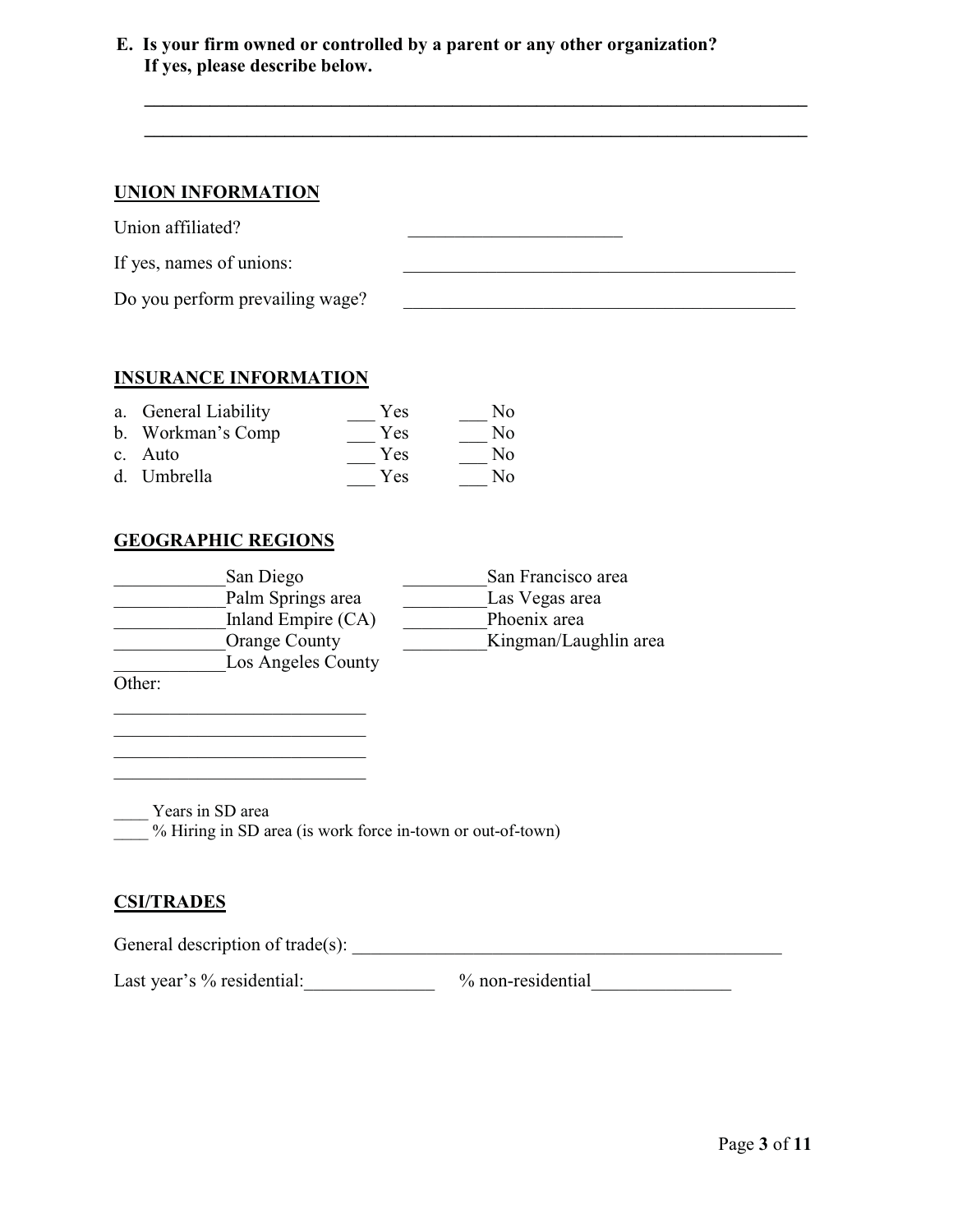**E. Is your firm owned or controlled by a parent or any other organization? If yes, please describe below.**

\_\_\_\_\_\_\_\_\_\_\_\_\_\_\_\_\_\_\_\_\_\_\_\_\_\_\_\_\_\_\_\_\_\_\_\_\_\_\_\_\_\_\_\_\_\_\_\_\_\_\_\_\_\_\_\_\_\_\_\_\_\_\_\_\_\_\_\_\_\_\_\_\_\_\_\_

\_\_\_\_\_\_\_\_\_\_\_\_\_\_\_\_\_\_\_\_\_\_\_\_\_\_\_\_\_\_\_\_\_\_\_\_\_\_\_\_\_\_\_\_\_\_\_\_\_\_\_\_\_\_\_\_\_\_\_\_\_\_\_\_\_\_\_\_\_\_\_\_\_\_\_\_

## UNION INFORMATION

Union affiliated? \_\_\_\_\_\_\_\_\_\_\_\_\_\_\_\_\_\_\_\_\_\_\_\_

If yes, names of unions: \_\_\_\_\_\_\_\_\_\_\_\_\_\_\_\_\_\_\_\_\_\_\_\_\_\_\_\_\_\_\_\_\_\_\_\_\_\_\_\_\_\_\_\_

Do you perform prevailing wage? \_\_\_\_\_\_\_\_\_\_\_\_\_\_\_\_\_\_\_\_\_\_\_\_\_\_\_\_\_\_\_\_\_\_\_\_\_\_\_\_\_\_\_\_

## INSURANCE INFORMATION

a. General Liability \_\_\_ Yes \_\_\_ No
b. Workman's Comp \_\_\_ Yes \_\_\_ No
c. Auto \_\_\_ Yes \_\_\_ No
d. Umbrella \_\_\_ Yes \_\_\_ No

## GEOGRAPHIC REGIONS

\_\_\_\_\_\_\_\_\_\_\_\_San Diego
\_\_\_\_\_\_\_\_\_\_\_\_Palm Springs area
\_\_\_\_\_\_\_\_\_\_\_\_Inland Empire (CA)
\_\_\_\_\_\_\_\_\_\_\_\_Orange County
\_\_\_\_\_\_\_\_\_\_\_\_Los Angeles County
\_\_\_\_\_\_\_\_\_San Francisco area
\_\_\_\_\_\_\_\_\_Las Vegas area
\_\_\_\_\_\_\_\_\_Phoenix area
\_\_\_\_\_\_\_\_\_Kingman/Laughlin area

Other:

\_\_\_\_\_\_\_\_\_\_\_\_\_\_\_\_\_\_\_\_\_\_\_\_\_\_\_\_
\_\_\_\_\_\_\_\_\_\_\_\_\_\_\_\_\_\_\_\_\_\_\_\_\_\_\_\_
\_\_\_\_\_\_\_\_\_\_\_\_\_\_\_\_\_\_\_\_\_\_\_\_\_\_\_\_
\_\_\_\_\_\_\_\_\_\_\_\_\_\_\_\_\_\_\_\_\_\_\_\_\_\_\_\_

\_\_\_\_ Years in SD area
\_\_\_\_ % Hiring in SD area (is work force in-town or out-of-town)

## CSI/TRADES

General description of trade(s): \_\_\_\_\_\_\_\_\_\_\_\_\_\_\_\_\_\_\_\_\_\_\_\_\_\_\_\_\_\_\_\_\_\_\_\_\_\_\_\_\_\_\_\_\_\_\_\_

Last year's % residential:\_\_\_\_\_\_\_\_\_\_\_\_\_\_ % non-residential\_\_\_\_\_\_\_\_\_\_\_\_\_\_\_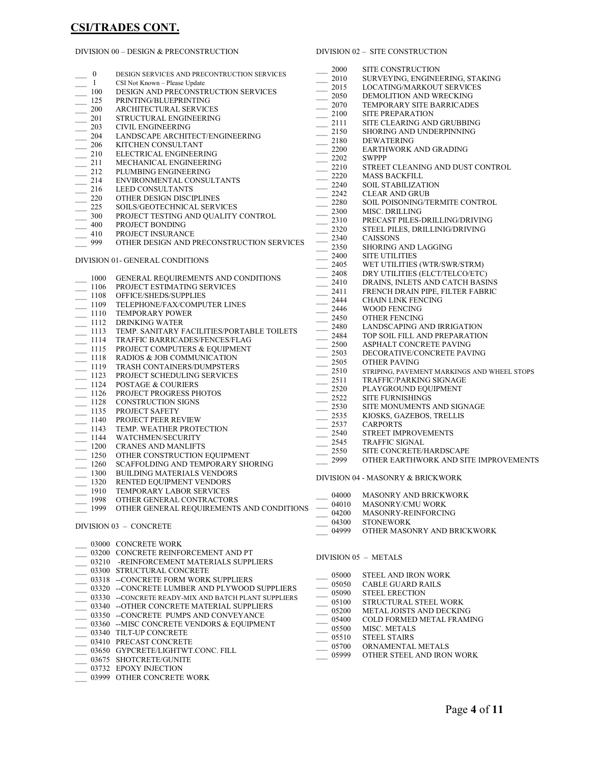# CSI/TRADES CONT.

DIVISION 00 – DESIGN & PRECONSTRUCTION

- ___ 0 DESIGN SERVICES AND PRECONTRUCTION SERVICES
- ___ 1 CSI Not Known – Please Update
- ___ 100 DESIGN AND PRECONSTRUCTION SERVICES
- ___ 125 PRINTING/BLUEPRINTING
- ___ 200 ARCHITECTURAL SERVICES
- ___ 201 STRUCTURAL ENGINEERING
- ___ 203 CIVIL ENGINEERING
- ___ 204 LANDSCAPE ARCHITECT/ENGINEERING
- ___ 206 KITCHEN CONSULTANT
- ___ 210 ELECTRICAL ENGINEERING
- ___ 211 MECHANICAL ENGINEERING
- ___ 212 PLUMBING ENGINEERING
- ___ 214 ENVIRONMENTAL CONSULTANTS
- ___ 216 LEED CONSULTANTS
- ___ 220 OTHER DESIGN DISCIPLINES
- ___ 225 SOILS/GEOTECHNICAL SERVICES
- ___ 300 PROJECT TESTING AND QUALITY CONTROL
- ___ 400 PROJECT BONDING
- ___ 410 PROJECT INSURANCE
- ___ 999 OTHER DESIGN AND PRECONSTRUCTION SERVICES

DIVISION 01- GENERAL CONDITIONS

- ___ 1000 GENERAL REQUIREMENTS AND CONDITIONS
- ___ 1106 PROJECT ESTIMATING SERVICES
- ___ 1108 OFFICE/SHEDS/SUPPLIES
- ___ 1109 TELEPHONE/FAX/COMPUTER LINES
- ___ 1110 TEMPORARY POWER
- ___ 1112 DRINKING WATER
- ___ 1113 TEMP. SANITARY FACILITIES/PORTABLE TOILETS
- ___ 1114 TRAFFIC BARRICADES/FENCES/FLAG
- ___ 1115 PROJECT COMPUTERS & EQUIPMENT
- ___ 1118 RADIOS & JOB COMMUNICATION
- ___ 1119 TRASH CONTAINERS/DUMPSTERS
- ___ 1123 PROJECT SCHEDULING SERVICES
- ___ 1124 POSTAGE & COURIERS
- ___ 1126 PROJECT PROGRESS PHOTOS
- ___ 1128 CONSTRUCTION SIGNS
- ___ 1135 PROJECT SAFETY
- ___ 1140 PROJECT PEER REVIEW
- ___ 1143 TEMP. WEATHER PROTECTION
- ___ 1144 WATCHMEN/SECURITY
- ___ 1200 CRANES AND MANLIFTS
- ___ 1250 OTHER CONSTRUCTION EQUIPMENT
- ___ 1260 SCAFFOLDING AND TEMPORARY SHORING
- ___ 1300 BUILDING MATERIALS VENDORS
- ___ 1320 RENTED EQUIPMENT VENDORS
- ___ 1910 TEMPORARY LABOR SERVICES
- ___ 1998 OTHER GENERAL CONTRACTORS
- ___ 1999 OTHER GENERAL REQUIREMENTS AND CONDITIONS

DIVISION 03 – CONCRETE

- ___ 03000 CONCRETE WORK
- ___ 03200 CONCRETE REINFORCEMENT AND PT
- ___ 03210 -REINFORCEMENT MATERIALS SUPPLIERS
- ___ 03300 STRUCTURAL CONCRETE
- ___ 03318 --CONCRETE FORM WORK SUPPLIERS
- ___ 03320 --CONCRETE LUMBER AND PLYWOOD SUPPLIERS
- ___ 03330 --CONCRETE READY-MIX AND BATCH PLANT SUPPLIERS
- ___ 03340 --OTHER CONCRETE MATERIAL SUPPLIERS
- ___ 03350 --CONCRETE PUMPS AND CONVEYANCE
- ___ 03360 --MISC CONCRETE VENDORS & EQUIPMENT
- ___ 03340 TILT-UP CONCRETE
- ___ 03410 PRECAST CONCRETE
- ___ 03650 GYPCRETE/LIGHTWT.CONC. FILL
- ___ 03675 SHOTCRETE/GUNITE
- ___ 03732 EPOXY INJECTION
- ___ 03999 OTHER CONCRETE WORK

DIVISION 02 – SITE CONSTRUCTION

- ___ 2000 SITE CONSTRUCTION
- ___ 2010 SURVEYING, ENGINEERING, STAKING
- ___ 2015 LOCATING/MARKOUT SERVICES
- ___ 2050 DEMOLITION AND WRECKING
- ___ 2070 TEMPORARY SITE BARRICADES
- ___ 2100 SITE PREPARATION
- ___ 2111 SITE CLEARING AND GRUBBING
- ___ 2150 SHORING AND UNDERPINNING
- ___ 2180 DEWATERING
- ___ 2200 EARTHWORK AND GRADING
- ___ 2202 SWPPP
- ___ 2210 STREET CLEANING AND DUST CONTROL
- ___ 2220 MASS BACKFILL
- ___ 2240 SOIL STABILIZATION
- ___ 2242 CLEAR AND GRUB
- ___ 2280 SOIL POISONING/TERMITE CONTROL
- ___ 2300 MISC. DRILLING
- ___ 2310 PRECAST PILES-DRILLING/DRIVING
- ___ 2320 STEEL PILES, DRILLINIG/DRIVING
- ___ 2340 CAISSONS
- ___ 2350 SHORING AND LAGGING
- ___ 2400 SITE UTILITIES
- ___ 2405 WET UTILITIES (WTR/SWR/STRM)
- ___ 2408 DRY UTILITIES (ELCT/TELCO/ETC)
- ___ 2410 DRAINS, INLETS AND CATCH BASINS
- ___ 2411 FRENCH DRAIN PIPE, FILTER FABRIC
- ___ 2444 CHAIN LINK FENCING
- ___ 2446 WOOD FENCING
- ___ 2450 OTHER FENCING
- ___ 2480 LANDSCAPING AND IRRIGATION
- ___ 2484 TOP SOIL FILL AND PREPARATION
- ___ 2500 ASPHALT CONCRETE PAVING
- ___ 2503 DECORATIVE/CONCRETE PAVING
- ___ 2505 OTHER PAVING
- ___ 2510 STRIPING, PAVEMENT MARKINGS AND WHEEL STOPS
- ___ 2511 TRAFFIC/PARKING SIGNAGE
- ___ 2520 PLAYGROUND EQUIPMENT
- ___ 2522 SITE FURNISHINGS
- ___ 2530 SITE MONUMENTS AND SIGNAGE
- ___ 2535 KIOSKS, GAZEBOS, TRELLIS
- ___ 2537 CARPORTS
- ___ 2540 STREET IMPROVEMENTS
- ___ 2545 TRAFFIC SIGNAL
- ___ 2550 SITE CONCRETE/HARDSCAPE
- ___ 2999 OTHER EARTHWORK AND SITE IMPROVEMENTS

DIVISION 04 - MASONRY & BRICKWORK

- ___ 04000 MASONRY AND BRICKWORK
- ___ 04010 MASONRY/CMU WORK
- ___ 04200 MASONRY-REINFORCING
- ___ 04300 STONEWORK
- ___ 04999 OTHER MASONRY AND BRICKWORK

DIVISION 05 – METALS

- ___ 05000 STEEL AND IRON WORK
- ___ 05050 CABLE GUARD RAILS
- ___ 05090 STEEL ERECTION
- ___ 05100 STRUCTURAL STEEL WORK
- ___ 05200 METAL JOISTS AND DECKING
- ___ 05400 COLD FORMED METAL FRAMING
- ___ 05500 MISC. METALS
- ___ 05510 STEEL STAIRS
- ___ 05700 ORNAMENTAL METALS
- ___ 05999 OTHER STEEL AND IRON WORK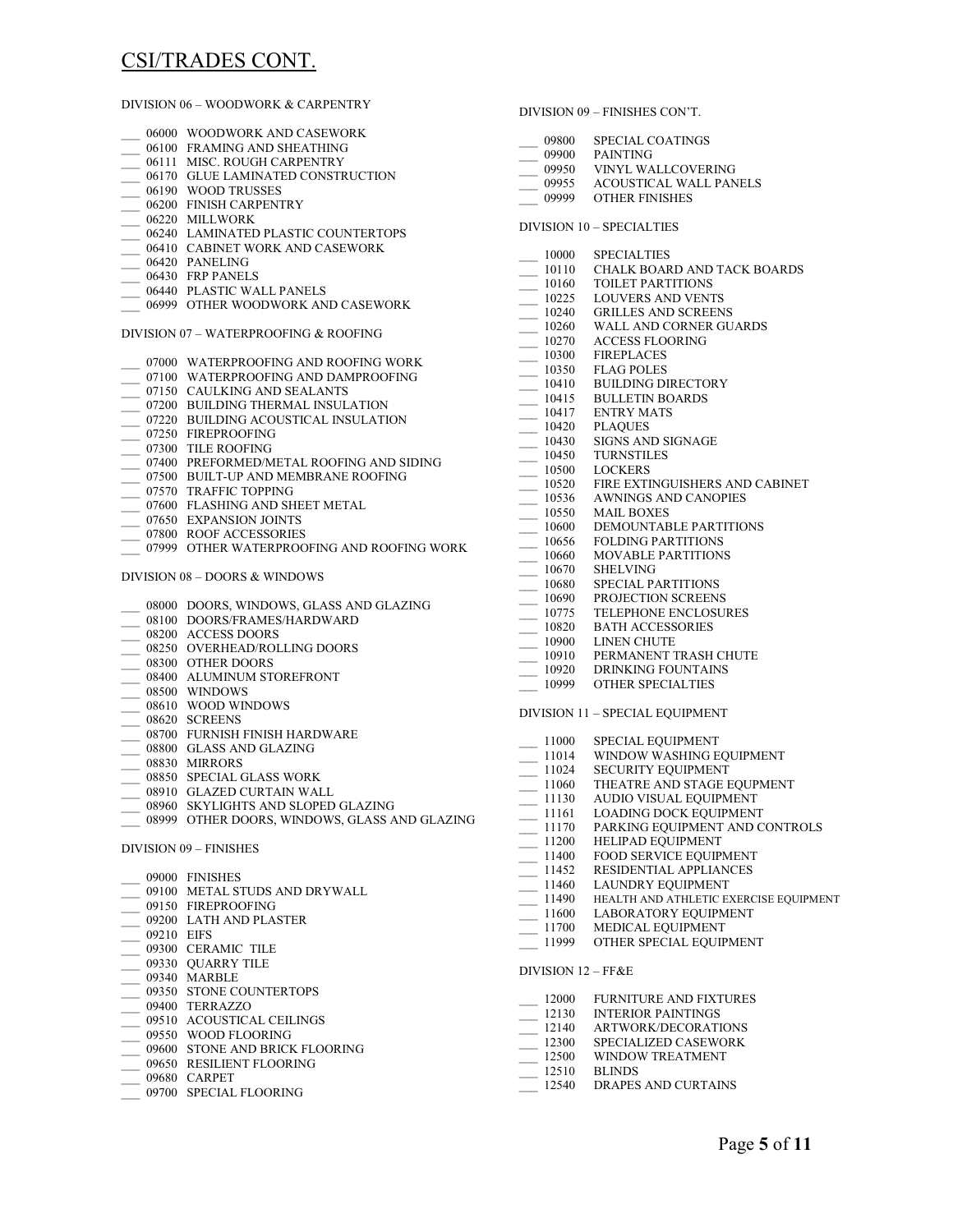# CSI/TRADES CONT.

DIVISION 06 – WOODWORK & CARPENTRY

- ___ 06000 WOODWORK AND CASEWORK
- ___ 06100 FRAMING AND SHEATHING
- ___ 06111 MISC. ROUGH CARPENTRY
- ___ 06170 GLUE LAMINATED CONSTRUCTION
- ___ 06190 WOOD TRUSSES
- ___ 06200 FINISH CARPENTRY
- ___ 06220 MILLWORK
- ___ 06240 LAMINATED PLASTIC COUNTERTOPS
- ___ 06410 CABINET WORK AND CASEWORK
- ___ 06420 PANELING
- ___ 06430 FRP PANELS
- ___ 06440 PLASTIC WALL PANELS
- ___ 06999 OTHER WOODWORK AND CASEWORK

DIVISION 07 – WATERPROOFING & ROOFING

- ___ 07000 WATERPROOFING AND ROOFING WORK
- ___ 07100 WATERPROOFING AND DAMPROOFING
- ___ 07150 CAULKING AND SEALANTS
- ___ 07200 BUILDING THERMAL INSULATION
- ___ 07220 BUILDING ACOUSTICAL INSULATION
- ___ 07250 FIREPROOFING
- ___ 07300 TILE ROOFING
- ___ 07400 PREFORMED/METAL ROOFING AND SIDING
- ___ 07500 BUILT-UP AND MEMBRANE ROOFING
- ___ 07570 TRAFFIC TOPPING
- ___ 07600 FLASHING AND SHEET METAL
- ___ 07650 EXPANSION JOINTS
- ___ 07800 ROOF ACCESSORIES
- ___ 07999 OTHER WATERPROOFING AND ROOFING WORK

DIVISION 08 – DOORS & WINDOWS

- ___ 08000 DOORS, WINDOWS, GLASS AND GLAZING
- ___ 08100 DOORS/FRAMES/HARDWARD
- ___ 08200 ACCESS DOORS
- ___ 08250 OVERHEAD/ROLLING DOORS
- ___ 08300 OTHER DOORS
- ___ 08400 ALUMINUM STOREFRONT
- ___ 08500 WINDOWS
- ___ 08610 WOOD WINDOWS
- ___ 08620 SCREENS
- ___ 08700 FURNISH FINISH HARDWARE
- ___ 08800 GLASS AND GLAZING
- ___ 08830 MIRRORS
- ___ 08850 SPECIAL GLASS WORK
- ___ 08910 GLAZED CURTAIN WALL
- ___ 08960 SKYLIGHTS AND SLOPED GLAZING
- ___ 08999 OTHER DOORS, WINDOWS, GLASS AND GLAZING

DIVISION 09 – FINISHES

- ___ 09000 FINISHES
- ___ 09100 METAL STUDS AND DRYWALL
- ___ 09150 FIREPROOFING
- ___ 09200 LATH AND PLASTER
- ___ 09210 EIFS
- ___ 09300 CERAMIC TILE
- ___ 09330 QUARRY TILE
- ___ 09340 MARBLE
- ___ 09350 STONE COUNTERTOPS
- ___ 09400 TERRAZZO
- ___ 09510 ACOUSTICAL CEILINGS
- ___ 09550 WOOD FLOORING
- ___ 09600 STONE AND BRICK FLOORING
- ___ 09650 RESILIENT FLOORING
- ___ 09680 CARPET
- ___ 09700 SPECIAL FLOORING

DIVISION 09 – FINISHES CON'T.

- ___ 09800 SPECIAL COATINGS
- ___ 09900 PAINTING
- ___ 09950 VINYL WALLCOVERING
- ___ 09955 ACOUSTICAL WALL PANELS
- ___ 09999 OTHER FINISHES

DIVISION 10 – SPECIALTIES

- ___ 10000 SPECIALTIES
- ___ 10110 CHALK BOARD AND TACK BOARDS
- ___ 10160 TOILET PARTITIONS
- ___ 10225 LOUVERS AND VENTS
- ___ 10240 GRILLES AND SCREENS
- ___ 10260 WALL AND CORNER GUARDS
- ___ 10270 ACCESS FLOORING
- ___ 10300 FIREPLACES
- ___ 10350 FLAG POLES
- ___ 10410 BUILDING DIRECTORY
- ___ 10415 BULLETIN BOARDS
- ___ 10417 ENTRY MATS
- ___ 10420 PLAQUES
- ___ 10430 SIGNS AND SIGNAGE
- ___ 10450 TURNSTILES
- ___ 10500 LOCKERS
- ___ 10520 FIRE EXTINGUISHERS AND CABINET
- ___ 10536 AWNINGS AND CANOPIES
- ___ 10550 MAIL BOXES
- ___ 10600 DEMOUNTABLE PARTITIONS
- ___ 10656 FOLDING PARTITIONS
- ___ 10660 MOVABLE PARTITIONS
- ___ 10670 SHELVING
- ___ 10680 SPECIAL PARTITIONS
- ___ 10690 PROJECTION SCREENS
- ___ 10775 TELEPHONE ENCLOSURES
- ___ 10820 BATH ACCESSORIES
- ___ 10900 LINEN CHUTE
- ___ 10910 PERMANENT TRASH CHUTE
- ___ 10920 DRINKING FOUNTAINS
- ___ 10999 OTHER SPECIALTIES

DIVISION 11 – SPECIAL EQUIPMENT

- ___ 11000 SPECIAL EQUIPMENT
- ___ 11014 WINDOW WASHING EQUIPMENT
- ___ 11024 SECURITY EQUIPMENT
- ___ 11060 THEATRE AND STAGE EQUPMENT
- ___ 11130 AUDIO VISUAL EQUIPMENT
- ___ 11161 LOADING DOCK EQUIPMENT
- ___ 11170 PARKING EQUIPMENT AND CONTROLS
- ___ 11200 HELIPAD EQUIPMENT
- ___ 11400 FOOD SERVICE EQUIPMENT
- ___ 11452 RESIDENTIAL APPLIANCES
- ___ 11460 LAUNDRY EQUIPMENT
- ___ 11490 HEALTH AND ATHLETIC EXERCISE EQUIPMENT
- ___ 11600 LABORATORY EQUIPMENT
- ___ 11700 MEDICAL EQUIPMENT
- ___ 11999 OTHER SPECIAL EQUIPMENT

DIVISION 12 – FF&E

- ___ 12000 FURNITURE AND FIXTURES
- ___ 12130 INTERIOR PAINTINGS
- ___ 12140 ARTWORK/DECORATIONS
- ___ 12300 SPECIALIZED CASEWORK
- ___ 12500 WINDOW TREATMENT
- ___ 12510 BLINDS
- ___ 12540 DRAPES AND CURTAINS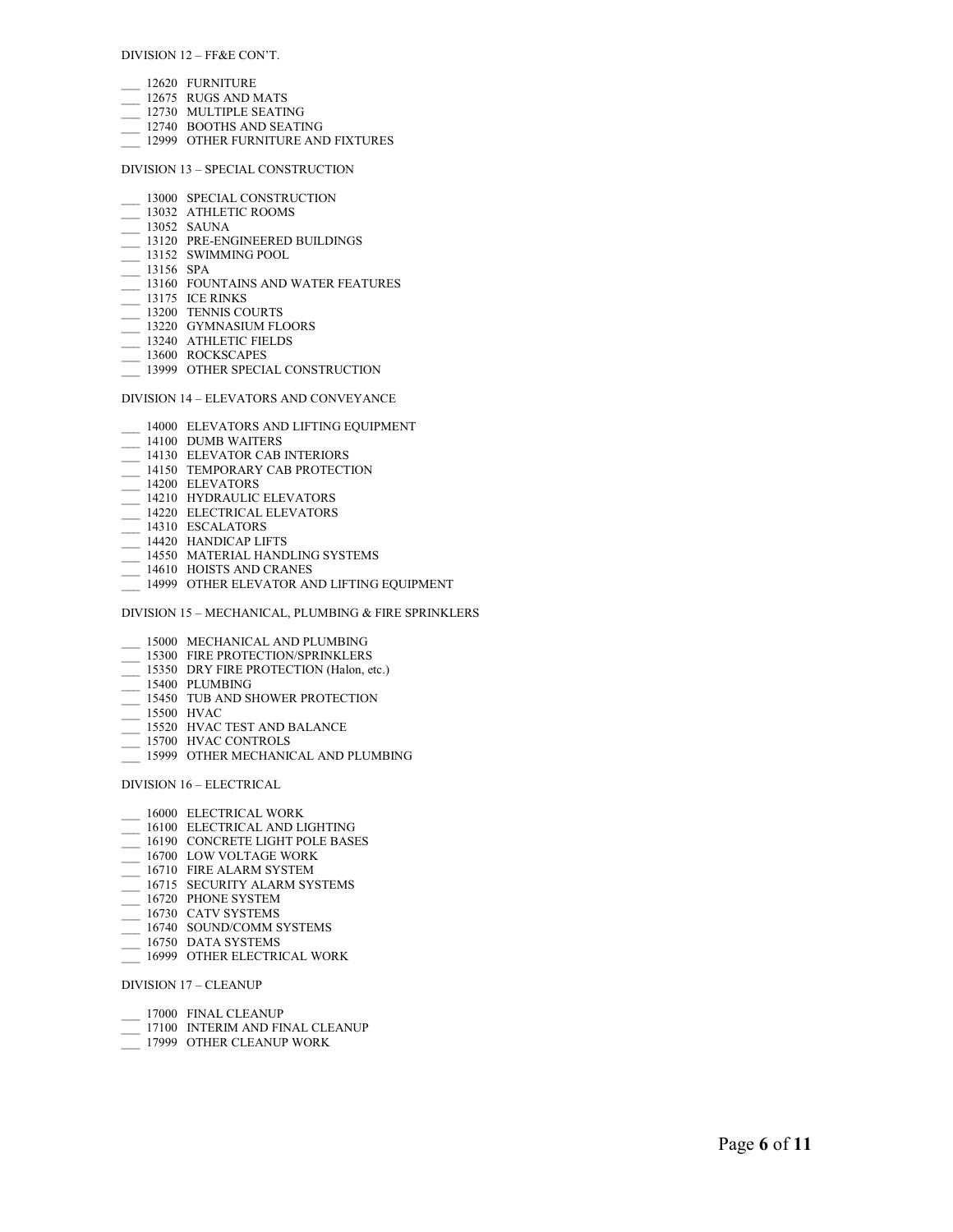DIVISION 12 – FF&E CON'T.

___ 12620 FURNITURE
___ 12675 RUGS AND MATS
___ 12730 MULTIPLE SEATING
___ 12740 BOOTHS AND SEATING
___ 12999 OTHER FURNITURE AND FIXTURES

DIVISION 13 – SPECIAL CONSTRUCTION

___ 13000 SPECIAL CONSTRUCTION
___ 13032 ATHLETIC ROOMS
___ 13052 SAUNA
___ 13120 PRE-ENGINEERED BUILDINGS
___ 13152 SWIMMING POOL
___ 13156 SPA
___ 13160 FOUNTAINS AND WATER FEATURES
___ 13175 ICE RINKS
___ 13200 TENNIS COURTS
___ 13220 GYMNASIUM FLOORS
___ 13240 ATHLETIC FIELDS
___ 13600 ROCKSCAPES
___ 13999 OTHER SPECIAL CONSTRUCTION

DIVISION 14 – ELEVATORS AND CONVEYANCE

___ 14000 ELEVATORS AND LIFTING EQUIPMENT
___ 14100 DUMB WAITERS
___ 14130 ELEVATOR CAB INTERIORS
___ 14150 TEMPORARY CAB PROTECTION
___ 14200 ELEVATORS
___ 14210 HYDRAULIC ELEVATORS
___ 14220 ELECTRICAL ELEVATORS
___ 14310 ESCALATORS
___ 14420 HANDICAP LIFTS
___ 14550 MATERIAL HANDLING SYSTEMS
___ 14610 HOISTS AND CRANES
___ 14999 OTHER ELEVATOR AND LIFTING EQUIPMENT

DIVISION 15 – MECHANICAL, PLUMBING & FIRE SPRINKLERS

___ 15000 MECHANICAL AND PLUMBING
___ 15300 FIRE PROTECTION/SPRINKLERS
___ 15350 DRY FIRE PROTECTION (Halon, etc.)
___ 15400 PLUMBING
___ 15450 TUB AND SHOWER PROTECTION
___ 15500 HVAC
___ 15520 HVAC TEST AND BALANCE
___ 15700 HVAC CONTROLS
___ 15999 OTHER MECHANICAL AND PLUMBING

DIVISION 16 – ELECTRICAL

___ 16000 ELECTRICAL WORK
___ 16100 ELECTRICAL AND LIGHTING
___ 16190 CONCRETE LIGHT POLE BASES
___ 16700 LOW VOLTAGE WORK
___ 16710 FIRE ALARM SYSTEM
___ 16715 SECURITY ALARM SYSTEMS
___ 16720 PHONE SYSTEM
___ 16730 CATV SYSTEMS
___ 16740 SOUND/COMM SYSTEMS
___ 16750 DATA SYSTEMS
___ 16999 OTHER ELECTRICAL WORK

DIVISION 17 – CLEANUP

___ 17000 FINAL CLEANUP
___ 17100 INTERIM AND FINAL CLEANUP
___ 17999 OTHER CLEANUP WORK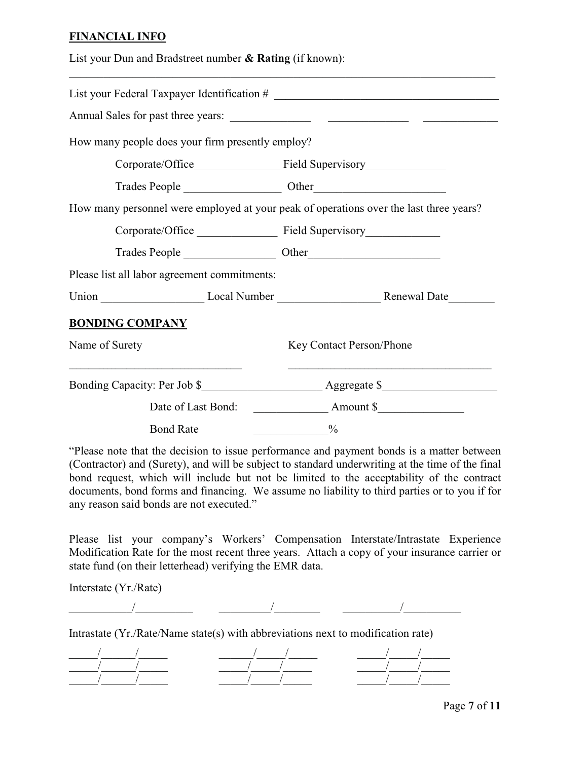**FINANCIAL INFO**

List your Dun and Bradstreet number **& Rating** (if known):

______________________________________________________________________________

List your Federal Taxpayer Identification # ________________________________________

Annual Sales for past three years: ______________ ______________ _____________

How many people does your firm presently employ?

Corporate/Office_______________ Field Supervisory______________

Trades People _________________ Other______________________

How many personnel were employed at your peak of operations over the last three years?

Corporate/Office ______________ Field Supervisory_____________

Trades People ________________ Other______________________

Please list all labor agreement commitments:

Union __________________ Local Number __________________ Renewal Date________

**BONDING COMPANY**

Name of Surety                                        Key Contact Person/Phone

______________________________        ____________________________________

Bonding Capacity: Per Job $_____________________ Aggregate $____________________

Date of Last Bond: _____________ Amount $_______________

Bond Rate _____________%

"Please note that the decision to issue performance and payment bonds is a matter between (Contractor) and (Surety), and will be subject to standard underwriting at the time of the final bond request, which will include but not be limited to the acceptability of the contract documents, bond forms and financing. We assume no liability to third parties or to you if for any reason said bonds are not executed."

Please list your company's Workers' Compensation Interstate/Intrastate Experience Modification Rate for the most recent three years. Attach a copy of your insurance carrier or state fund (on their letterhead) verifying the EMR data.

Interstate (Yr./Rate)

___________/__________ _________/________ __________/__________

Intrastate (Yr./Rate/Name state(s) with abbreviations next to modification rate)

_____/______/_____ ______/_____/_____ _____/_____/_____
_____/______/_____ _____/_____/_____ _____/_____/_____
_____/______/_____ _____/_____/_____ _____/_____/_____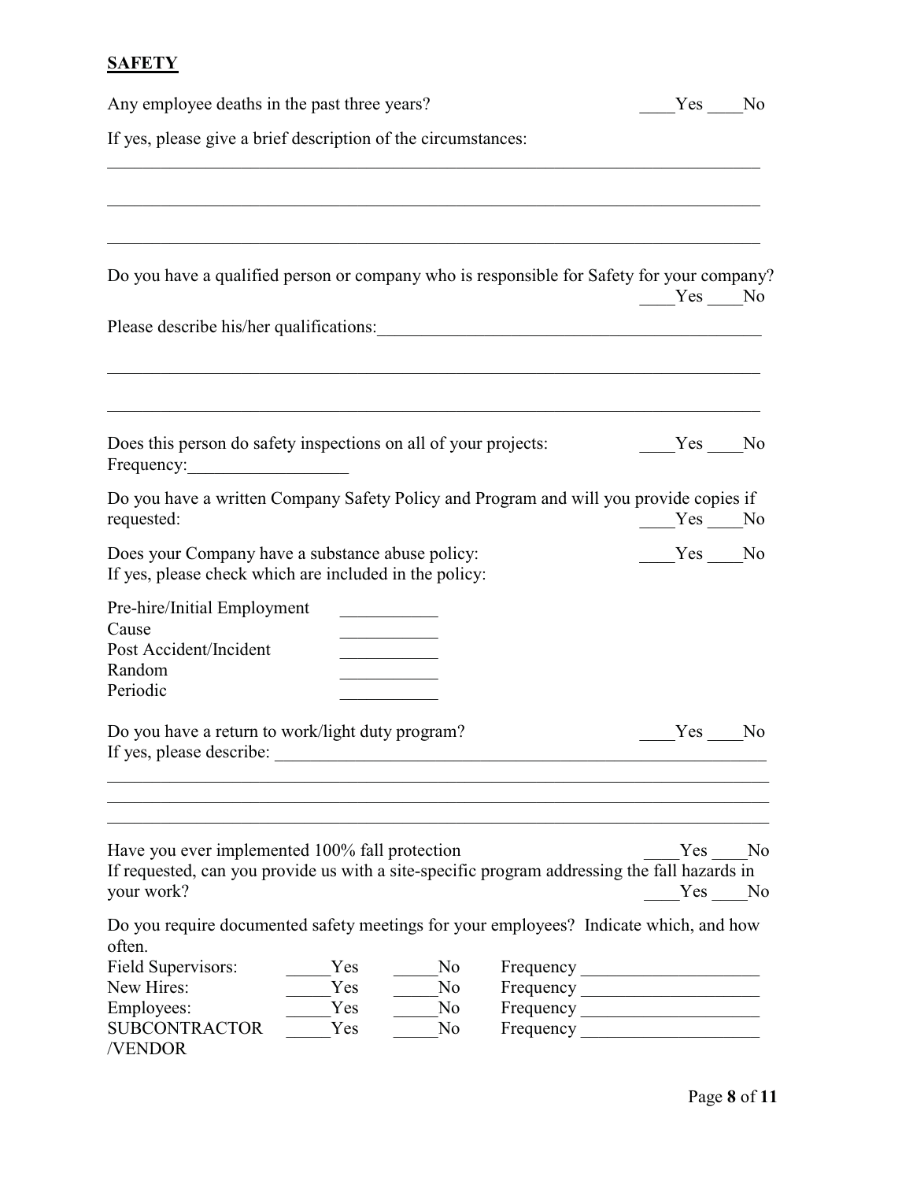## SAFETY

Any employee deaths in the past three years? ____Yes ____No

If yes, please give a brief description of the circumstances:

_______________________________________________________________________________

_______________________________________________________________________________

_______________________________________________________________________________

Do you have a qualified person or company who is responsible for Safety for your company? ____Yes ____No

Please describe his/her qualifications:_____________________________________________

_______________________________________________________________________________

_______________________________________________________________________________

Does this person do safety inspections on all of your projects: ____Yes ____No
Frequency:__________________

Do you have a written Company Safety Policy and Program and will you provide copies if requested: ____Yes ____No

Does your Company have a substance abuse policy: ____Yes ____No
If yes, please check which are included in the policy:

Pre-hire/Initial Employment ___________
Cause ___________
Post Accident/Incident ___________
Random ___________
Periodic ___________

Do you have a return to work/light duty program? ____Yes ____No
If yes, please describe: ____________________________________________________________

_______________________________________________________________________________

_______________________________________________________________________________

_______________________________________________________________________________

Have you ever implemented 100% fall protection ____Yes ____No
If requested, can you provide us with a site-specific program addressing the fall hazards in your work? ____Yes ____No

Do you require documented safety meetings for your employees? Indicate which, and how often.

| | | | |
|---|---|---|---|
| Field Supervisors: | _____Yes | _____No | Frequency ____________________ |
| New Hires: | _____Yes | _____No | Frequency ____________________ |
| Employees: | _____Yes | _____No | Frequency ____________________ |
| SUBCONTRACTOR /VENDOR | _____Yes | _____No | Frequency ____________________ |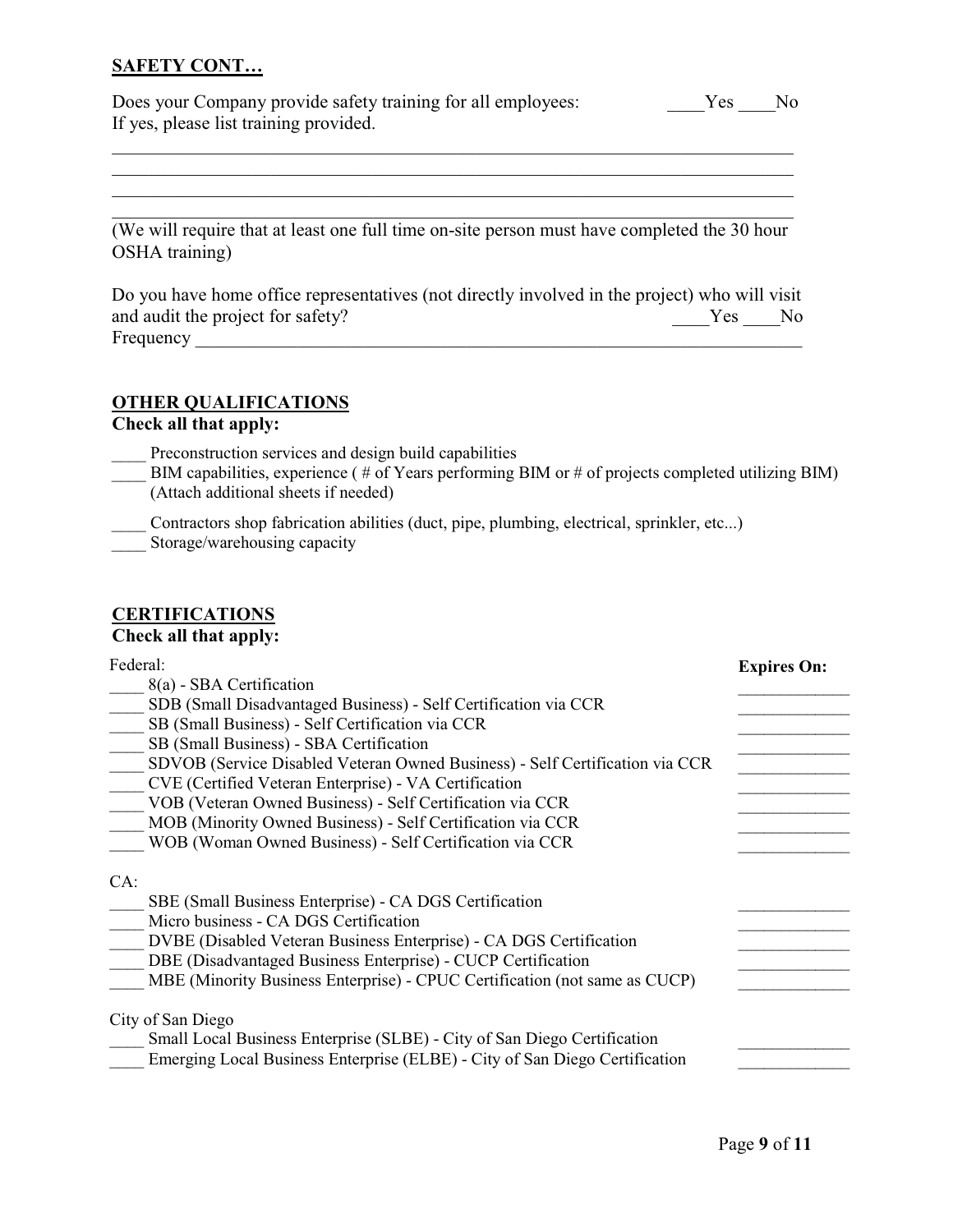**SAFETY CONT…**

Does your Company provide safety training for all employees: ____Yes ____No
If yes, please list training provided.

______________________________________________________________________________
______________________________________________________________________________
______________________________________________________________________________
______________________________________________________________________________

(We will require that at least one full time on-site person must have completed the 30 hour OSHA training)

Do you have home office representatives (not directly involved in the project) who will visit and audit the project for safety? ____Yes ____No
Frequency ______________________________________________________________________

**OTHER QUALIFICATIONS**

**Check all that apply:**

____ Preconstruction services and design build capabilities
____ BIM capabilities, experience ( # of Years performing BIM or # of projects completed utilizing BIM) (Attach additional sheets if needed)

____ Contractors shop fabrication abilities (duct, pipe, plumbing, electrical, sprinkler, etc...)
____ Storage/warehousing capacity

**CERTIFICATIONS**

**Check all that apply:**

| Federal: | **Expires On:** |
|---|---|
| ____ 8(a) - SBA Certification | ____________ |
| ____ SDB (Small Disadvantaged Business) - Self Certification via CCR | ____________ |
| ____ SB (Small Business) - Self Certification via CCR | ____________ |
| ____ SB (Small Business) - SBA Certification | ____________ |
| ____ SDVOB (Service Disabled Veteran Owned Business) - Self Certification via CCR | ____________ |
| ____ CVE (Certified Veteran Enterprise) - VA Certification | ____________ |
| ____ VOB (Veteran Owned Business) - Self Certification via CCR | ____________ |
| ____ MOB (Minority Owned Business) - Self Certification via CCR | ____________ |
| ____ WOB (Woman Owned Business) - Self Certification via CCR | ____________ |
| CA: | |
| ____ SBE (Small Business Enterprise) - CA DGS Certification | ____________ |
| ____ Micro business - CA DGS Certification | ____________ |
| ____ DVBE (Disabled Veteran Business Enterprise) - CA DGS Certification | ____________ |
| ____ DBE (Disadvantaged Business Enterprise) - CUCP Certification | ____________ |
| ____ MBE (Minority Business Enterprise) - CPUC Certification (not same as CUCP) | ____________ |
| City of San Diego | |
| ____ Small Local Business Enterprise (SLBE) - City of San Diego Certification | ____________ |
| ____ Emerging Local Business Enterprise (ELBE) - City of San Diego Certification | ____________ |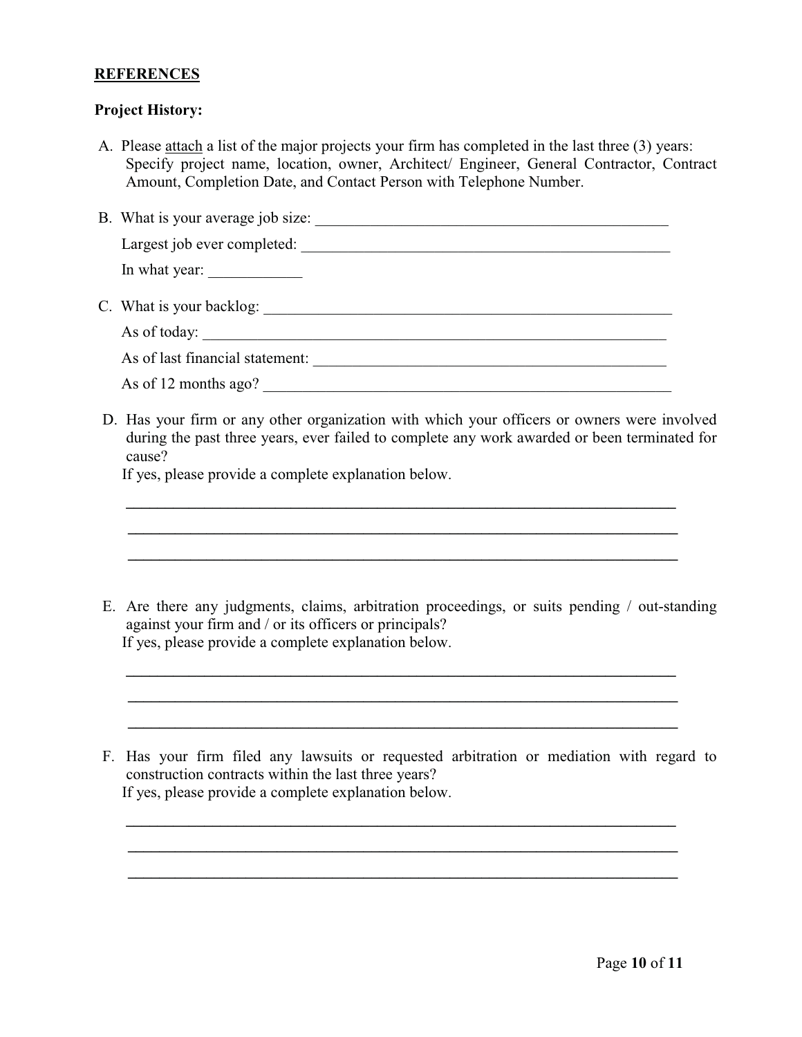## REFERENCES

**Project History:**

A. Please <u>attach</u> a list of the major projects your firm has completed in the last three (3) years: Specify project name, location, owner, Architect/ Engineer, General Contractor, Contract Amount, Completion Date, and Contact Person with Telephone Number.

B. What is your average job size: ______________________________________________

Largest job ever completed: ______________________________________________

In what year: ____________

C. What is your backlog: ______________________________________________

As of today: ______________________________________________

As of last financial statement: ______________________________________________

As of 12 months ago? ______________________________________________

D. Has your firm or any other organization with which your officers or owners were involved during the past three years, ever failed to complete any work awarded or been terminated for cause?

If yes, please provide a complete explanation below.

______________________________________________

______________________________________________

______________________________________________

E. Are there any judgments, claims, arbitration proceedings, or suits pending / out-standing against your firm and / or its officers or principals?

If yes, please provide a complete explanation below.

______________________________________________

______________________________________________

______________________________________________

F. Has your firm filed any lawsuits or requested arbitration or mediation with regard to construction contracts within the last three years?

If yes, please provide a complete explanation below.

______________________________________________

______________________________________________

______________________________________________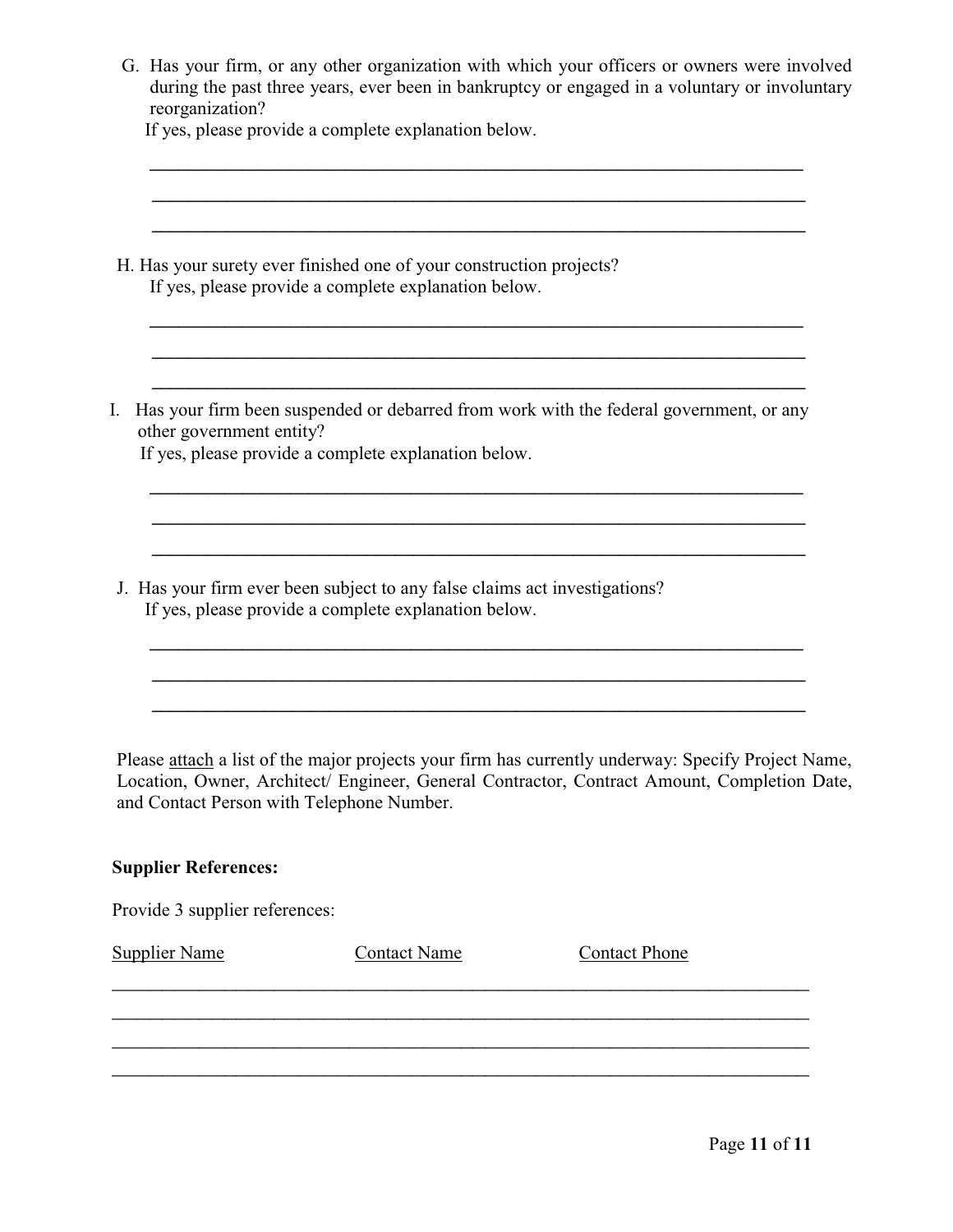G. Has your firm, or any other organization with which your officers or owners were involved during the past three years, ever been in bankruptcy or engaged in a voluntary or involuntary reorganization?
   If yes, please provide a complete explanation below.

   ____________________________________________________________________________

   ____________________________________________________________________________

   ____________________________________________________________________________

H. Has your surety ever finished one of your construction projects?
   If yes, please provide a complete explanation below.

   ____________________________________________________________________________

   ____________________________________________________________________________

   ____________________________________________________________________________

I. Has your firm been suspended or debarred from work with the federal government, or any other government entity?
   If yes, please provide a complete explanation below.

   ____________________________________________________________________________

   ____________________________________________________________________________

   ____________________________________________________________________________

J. Has your firm ever been subject to any false claims act investigations?
   If yes, please provide a complete explanation below.

   ____________________________________________________________________________

   ____________________________________________________________________________

   ____________________________________________________________________________

Please attach a list of the major projects your firm has currently underway: Specify Project Name, Location, Owner, Architect/ Engineer, General Contractor, Contract Amount, Completion Date, and Contact Person with Telephone Number.

**Supplier References:**

Provide 3 supplier references:

| Supplier Name | Contact Name | Contact Phone |
|---|---|---|
| | | |
| | | |
| | | |
| | | |